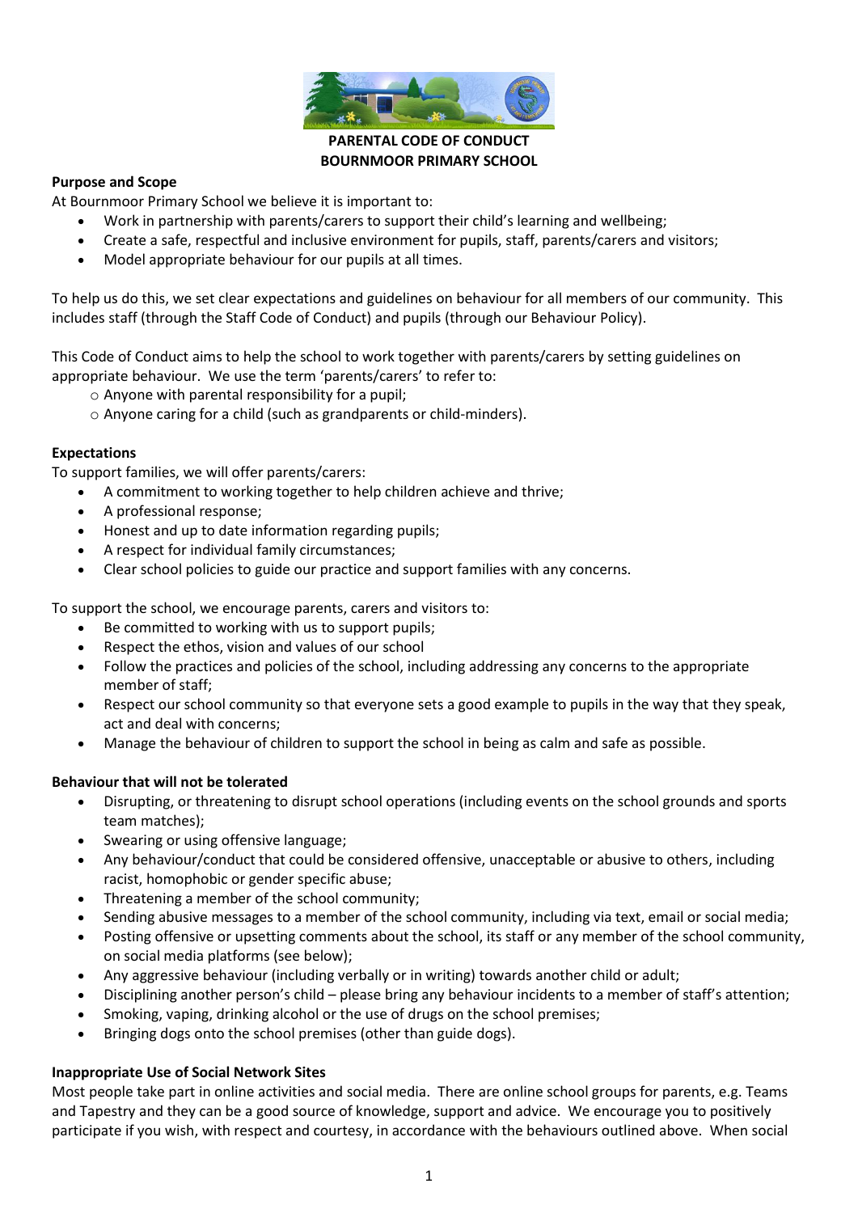# PARENTAL CODE OF CONDUCT
# BOURNMOOR PRIMARY SCHOOL

**Purpose and Scope**

At Bournmoor Primary School we believe it is important to:

- Work in partnership with parents/carers to support their child's learning and wellbeing;
- Create a safe, respectful and inclusive environment for pupils, staff, parents/carers and visitors;
- Model appropriate behaviour for our pupils at all times.

To help us do this, we set clear expectations and guidelines on behaviour for all members of our community. This includes staff (through the Staff Code of Conduct) and pupils (through our Behaviour Policy).

This Code of Conduct aims to help the school to work together with parents/carers by setting guidelines on appropriate behaviour. We use the term 'parents/carers' to refer to:

- Anyone with parental responsibility for a pupil;
- Anyone caring for a child (such as grandparents or child-minders).

**Expectations**

To support families, we will offer parents/carers:

- A commitment to working together to help children achieve and thrive;
- A professional response;
- Honest and up to date information regarding pupils;
- A respect for individual family circumstances;
- Clear school policies to guide our practice and support families with any concerns.

To support the school, we encourage parents, carers and visitors to:

- Be committed to working with us to support pupils;
- Respect the ethos, vision and values of our school
- Follow the practices and policies of the school, including addressing any concerns to the appropriate member of staff;
- Respect our school community so that everyone sets a good example to pupils in the way that they speak, act and deal with concerns;
- Manage the behaviour of children to support the school in being as calm and safe as possible.

**Behaviour that will not be tolerated**

- Disrupting, or threatening to disrupt school operations (including events on the school grounds and sports team matches);
- Swearing or using offensive language;
- Any behaviour/conduct that could be considered offensive, unacceptable or abusive to others, including racist, homophobic or gender specific abuse;
- Threatening a member of the school community;
- Sending abusive messages to a member of the school community, including via text, email or social media;
- Posting offensive or upsetting comments about the school, its staff or any member of the school community, on social media platforms (see below);
- Any aggressive behaviour (including verbally or in writing) towards another child or adult;
- Disciplining another person's child – please bring any behaviour incidents to a member of staff's attention;
- Smoking, vaping, drinking alcohol or the use of drugs on the school premises;
- Bringing dogs onto the school premises (other than guide dogs).

**Inappropriate Use of Social Network Sites**

Most people take part in online activities and social media. There are online school groups for parents, e.g. Teams and Tapestry and they can be a good source of knowledge, support and advice. We encourage you to positively participate if you wish, with respect and courtesy, in accordance with the behaviours outlined above. When social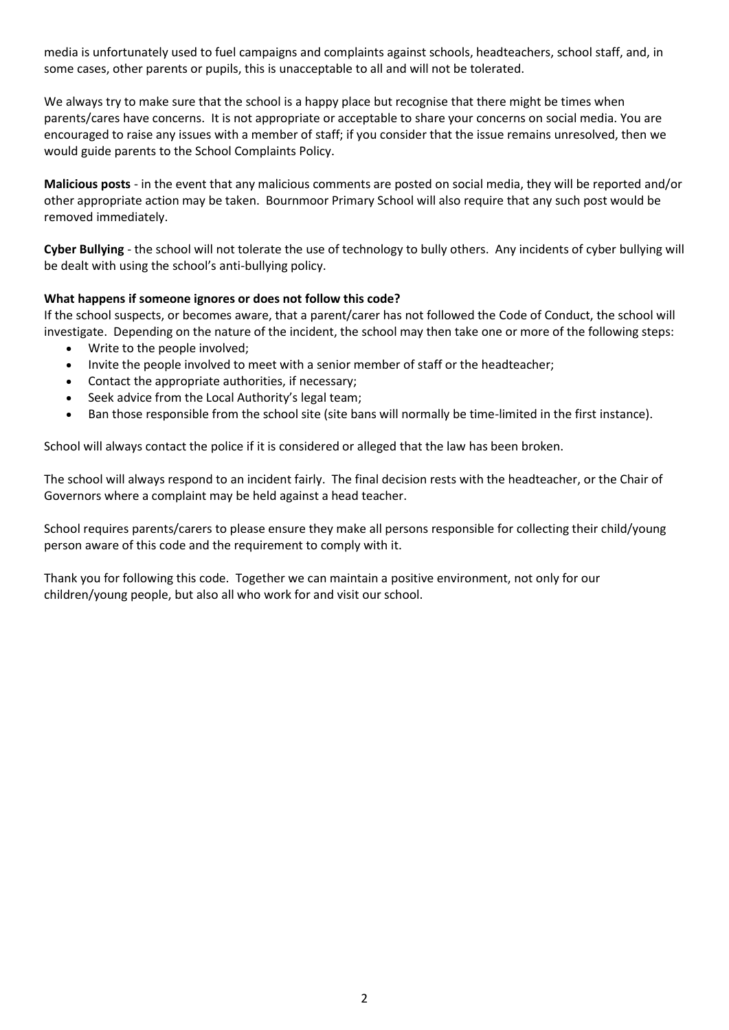media is unfortunately used to fuel campaigns and complaints against schools, headteachers, school staff, and, in some cases, other parents or pupils, this is unacceptable to all and will not be tolerated.

We always try to make sure that the school is a happy place but recognise that there might be times when parents/cares have concerns. It is not appropriate or acceptable to share your concerns on social media. You are encouraged to raise any issues with a member of staff; if you consider that the issue remains unresolved, then we would guide parents to the School Complaints Policy.

**Malicious posts** - in the event that any malicious comments are posted on social media, they will be reported and/or other appropriate action may be taken. Bournmoor Primary School will also require that any such post would be removed immediately.

**Cyber Bullying** - the school will not tolerate the use of technology to bully others. Any incidents of cyber bullying will be dealt with using the school's anti-bullying policy.

**What happens if someone ignores or does not follow this code?**

If the school suspects, or becomes aware, that a parent/carer has not followed the Code of Conduct, the school will investigate. Depending on the nature of the incident, the school may then take one or more of the following steps:

- Write to the people involved;
- Invite the people involved to meet with a senior member of staff or the headteacher;
- Contact the appropriate authorities, if necessary;
- Seek advice from the Local Authority's legal team;
- Ban those responsible from the school site (site bans will normally be time-limited in the first instance).

School will always contact the police if it is considered or alleged that the law has been broken.

The school will always respond to an incident fairly. The final decision rests with the headteacher, or the Chair of Governors where a complaint may be held against a head teacher.

School requires parents/carers to please ensure they make all persons responsible for collecting their child/young person aware of this code and the requirement to comply with it.

Thank you for following this code. Together we can maintain a positive environment, not only for our children/young people, but also all who work for and visit our school.